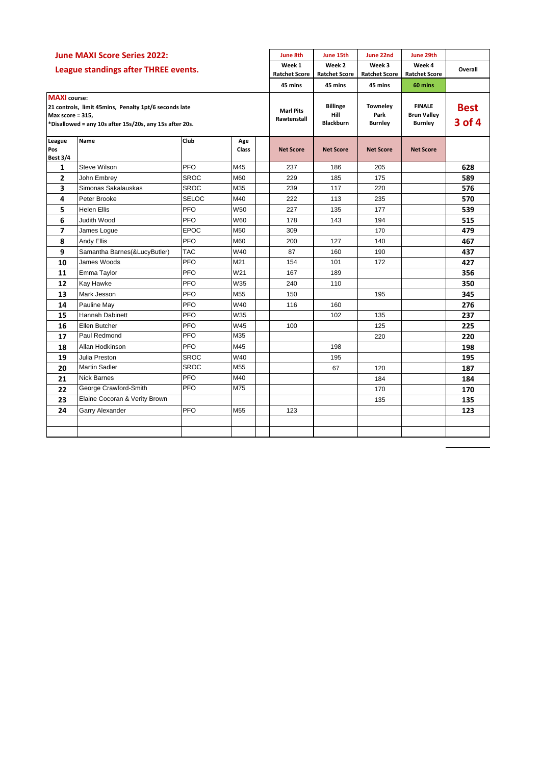## June MAXI Score Series 2022:

## League standings after THREE events.

**MAXI course:**
**21 controls, limit 45mins, Penalty 1pt/6 seconds late**
**Max score = 315,**
***Disallowed = any 10s after 15s/20s, any 15s after 20s.**

| League Pos Best 3/4 | Name | Club | Age Class | | June 8th Week 1 Ratchet Score 45 mins Marl Pits Rawtenstall | June 15th Week 2 Ratchet Score 45 mins Billinge Hill Blackburn | June 22nd Week 3 Ratchet Score 45 mins Towneley Park Burnley | June 29th Week 4 Ratchet Score 60 mins FINALE Brun Valley Burnley | Overall Best 3 of 4 |
|---|---|---|---|---|---|---|---|---|---|
| | | | | | Net Score | Net Score | Net Score | Net Score | |
| 1 | Steve Wilson | PFO | M45 | | 237 | 186 | 205 | | 628 |
| 2 | John Embrey | SROC | M60 | | 229 | 185 | 175 | | 589 |
| 3 | Simonas Sakalauskas | SROC | M35 | | 239 | 117 | 220 | | 576 |
| 4 | Peter Brooke | SELOC | M40 | | 222 | 113 | 235 | | 570 |
| 5 | Helen Ellis | PFO | W50 | | 227 | 135 | 177 | | 539 |
| 6 | Judith Wood | PFO | W60 | | 178 | 143 | 194 | | 515 |
| 7 | James Logue | EPOC | M50 | | 309 | | 170 | | 479 |
| 8 | Andy Ellis | PFO | M60 | | 200 | 127 | 140 | | 467 |
| 9 | Samantha Barnes(&LucyButler) | TAC | W40 | | 87 | 160 | 190 | | 437 |
| 10 | James Woods | PFO | M21 | | 154 | 101 | 172 | | 427 |
| 11 | Emma Taylor | PFO | W21 | | 167 | 189 | | | 356 |
| 12 | Kay Hawke | PFO | W35 | | 240 | 110 | | | 350 |
| 13 | Mark Jesson | PFO | M55 | | 150 | | 195 | | 345 |
| 14 | Pauline May | PFO | W40 | | 116 | 160 | | | 276 |
| 15 | Hannah Dabinett | PFO | W35 | | | 102 | 135 | | 237 |
| 16 | Ellen Butcher | PFO | W45 | | 100 | | 125 | | 225 |
| 17 | Paul Redmond | PFO | M35 | | | | 220 | | 220 |
| 18 | Allan Hodkinson | PFO | M45 | | | 198 | | | 198 |
| 19 | Julia Preston | SROC | W40 | | | 195 | | | 195 |
| 20 | Martin Sadler | SROC | M55 | | | 67 | 120 | | 187 |
| 21 | Nick Barnes | PFO | M40 | | | | 184 | | 184 |
| 22 | George Crawford-Smith | PFO | M75 | | | | 170 | | 170 |
| 23 | Elaine Cocoran & Verity Brown | | | | | | 135 | | 135 |
| 24 | Garry Alexander | PFO | M55 | | 123 | | | | 123 |
| | | | | | | | | | |
| | | | | | | | | | |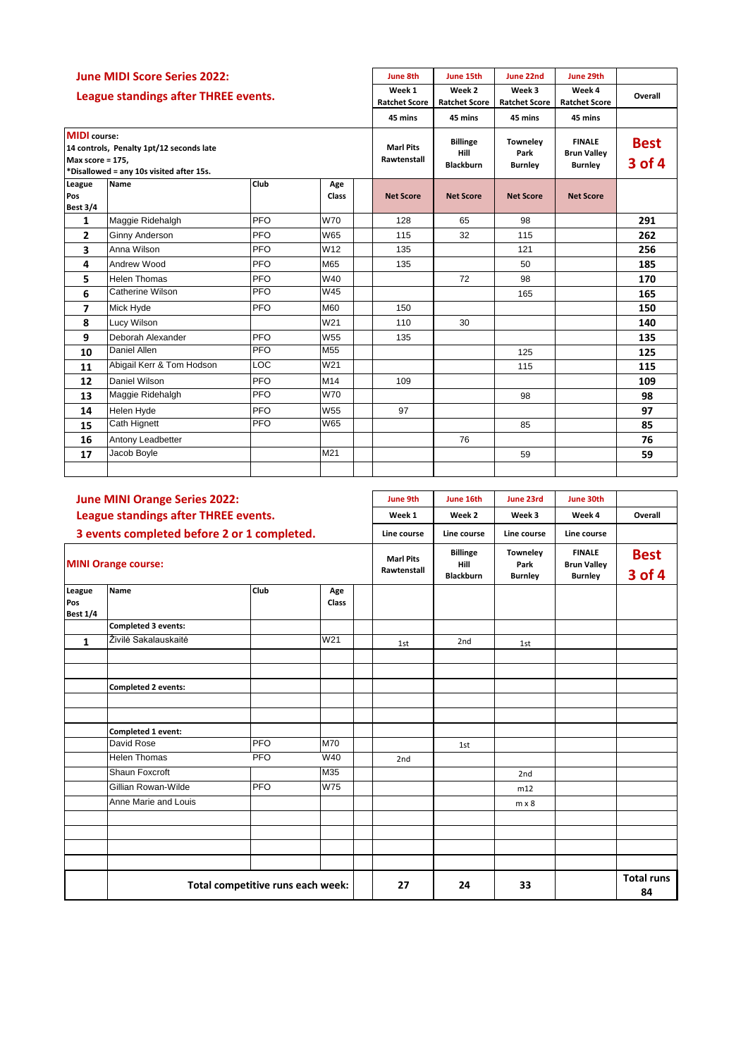## June MIDI Score Series 2022:

## League standings after THREE events.

| | | | | | June 8th | June 15th | June 22nd | June 29th | |
|---|---|---|---|---|---|---|---|---|---|
| | | | | | Week 1 Ratchet Score | Week 2 Ratchet Score | Week 3 Ratchet Score | Week 4 Ratchet Score | Overall |
| | | | | | 45 mins | 45 mins | 45 mins | 45 mins | |
| **MIDI course:** 14 controls, Penalty 1pt/12 seconds late Max score = 175, *Disallowed = any 10s visited after 15s. | | | | | Marl Pits Rawtenstall | Billinge Hill Blackburn | Towneley Park Burnley | FINALE Brun Valley Burnley | **Best 3 of 4** |
| League Pos Best 3/4 | Name | Club | Age Class | | Net Score | Net Score | Net Score | Net Score | |
| 1 | Maggie Ridehalgh | PFO | W70 | | 128 | 65 | 98 | | 291 |
| 2 | Ginny Anderson | PFO | W65 | | 115 | 32 | 115 | | 262 |
| 3 | Anna Wilson | PFO | W12 | | 135 | | 121 | | 256 |
| 4 | Andrew Wood | PFO | M65 | | 135 | | 50 | | 185 |
| 5 | Helen Thomas | PFO | W40 | | | 72 | 98 | | 170 |
| 6 | Catherine Wilson | PFO | W45 | | | | 165 | | 165 |
| 7 | Mick Hyde | PFO | M60 | | 150 | | | | 150 |
| 8 | Lucy Wilson | | W21 | | 110 | 30 | | | 140 |
| 9 | Deborah Alexander | PFO | W55 | | 135 | | | | 135 |
| 10 | Daniel Allen | PFO | M55 | | | | 125 | | 125 |
| 11 | Abigail Kerr & Tom Hodson | LOC | W21 | | | | 115 | | 115 |
| 12 | Daniel Wilson | PFO | M14 | | 109 | | | | 109 |
| 13 | Maggie Ridehalgh | PFO | W70 | | | | 98 | | 98 |
| 14 | Helen Hyde | PFO | W55 | | 97 | | | | 97 |
| 15 | Cath Hignett | PFO | W65 | | | | 85 | | 85 |
| 16 | Antony Leadbetter | | | | | 76 | | | 76 |
| 17 | Jacob Boyle | | M21 | | | | 59 | | 59 |

## June MINI Orange Series 2022:

## League standings after THREE events.

## 3 events completed before 2 or 1 completed.

| | | | | | June 9th | June 16th | June 23rd | June 30th | |
|---|---|---|---|---|---|---|---|---|---|
| | | | | | Week 1 | Week 2 | Week 3 | Week 4 | Overall |
| | | | | | Line course | Line course | Line course | Line course | |
| **MINI Orange course:** | | | | | Marl Pits Rawtenstall | Billinge Hill Blackburn | Towneley Park Burnley | FINALE Brun Valley Burnley | **Best 3 of 4** |
| League Pos Best 1/4 | Name | Club | Age Class | | | | | | |
| | **Completed 3 events:** | | | | | | | | |
| 1 | Živilė Sakalauskaitė | | W21 | | 1st | 2nd | 1st | | |
| | **Completed 2 events:** | | | | | | | | |
| | **Completed 1 event:** | | | | | | | | |
| | David Rose | PFO | M70 | | | 1st | | | |
| | Helen Thomas | PFO | W40 | | 2nd | | | | |
| | Shaun Foxcroft | | M35 | | | | 2nd | | |
| | Gillian Rowan-Wilde | PFO | W75 | | | | m12 | | |
| | Anne Marie and Louis | | | | | | m x 8 | | |
| | **Total competitive runs each week:** | | | | 27 | 24 | 33 | | Total runs 84 |